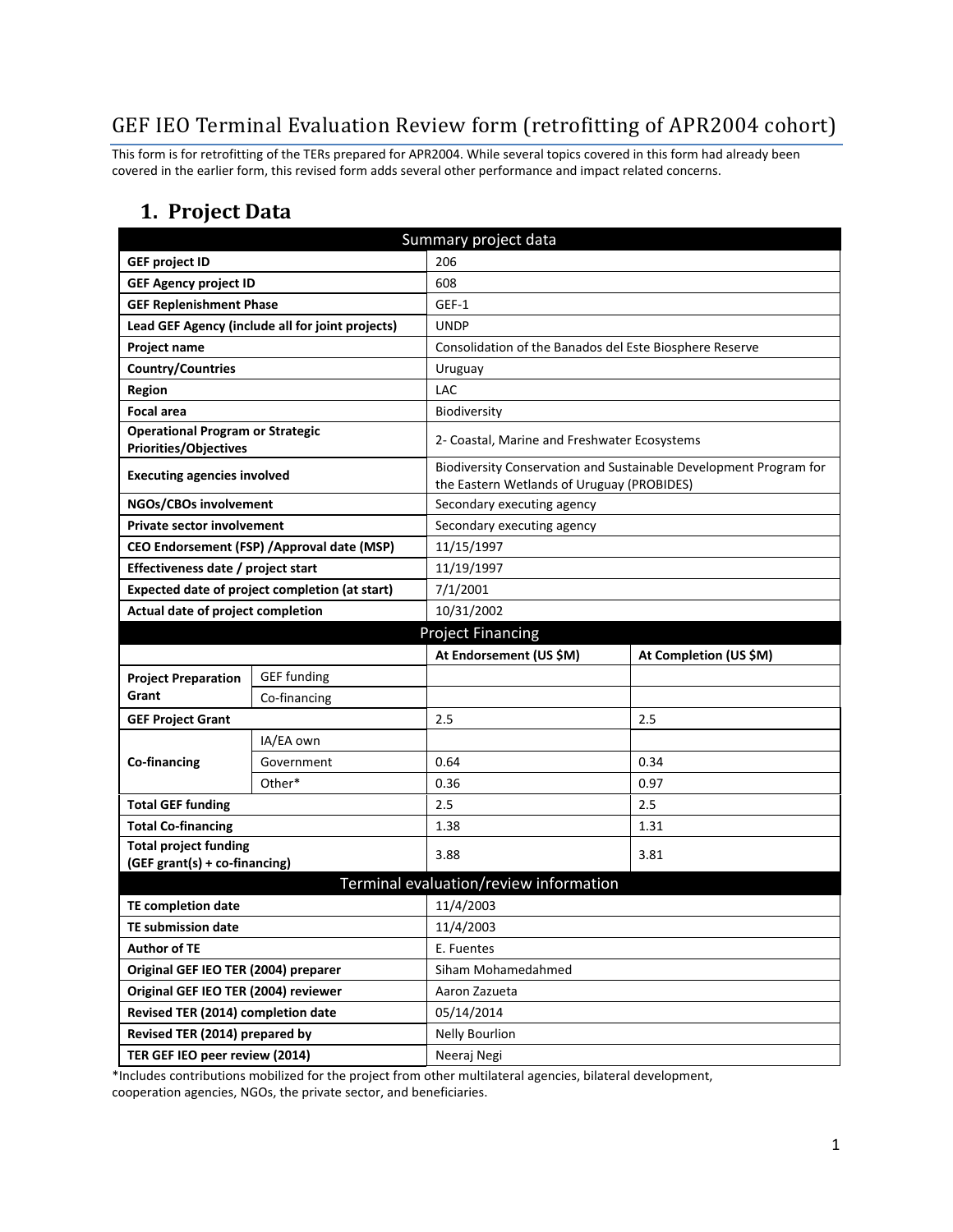# GEF IEO Terminal Evaluation Review form (retrofitting of APR2004 cohort)

This form is for retrofitting of the TERs prepared for APR2004. While several topics covered in this form had already been covered in the earlier form, this revised form adds several other performance and impact related concerns.

## 1. Project Data

| Summary project data | | | |
|---|---|---|---|
| **GEF project ID** | | 206 | |
| **GEF Agency project ID** | | 608 | |
| **GEF Replenishment Phase** | | GEF-1 | |
| **Lead GEF Agency (include all for joint projects)** | | UNDP | |
| **Project name** | | Consolidation of the Banados del Este Biosphere Reserve | |
| **Country/Countries** | | Uruguay | |
| **Region** | | LAC | |
| **Focal area** | | Biodiversity | |
| **Operational Program or Strategic Priorities/Objectives** | | 2- Coastal, Marine and Freshwater Ecosystems | |
| **Executing agencies involved** | | Biodiversity Conservation and Sustainable Development Program for the Eastern Wetlands of Uruguay (PROBIDES) | |
| **NGOs/CBOs involvement** | | Secondary executing agency | |
| **Private sector involvement** | | Secondary executing agency | |
| **CEO Endorsement (FSP) /Approval date (MSP)** | | 11/15/1997 | |
| **Effectiveness date / project start** | | 11/19/1997 | |
| **Expected date of project completion (at start)** | | 7/1/2001 | |
| **Actual date of project completion** | | 10/31/2002 | |
| **Project Financing** | | | |
| | | **At Endorsement (US $M)** | **At Completion (US $M)** |
| **Project Preparation Grant** | GEF funding | | |
| | Co-financing | | |
| **GEF Project Grant** | | 2.5 | 2.5 |
| **Co-financing** | IA/EA own | | |
| | Government | 0.64 | 0.34 |
| | Other* | 0.36 | 0.97 |
| **Total GEF funding** | | 2.5 | 2.5 |
| **Total Co-financing** | | 1.38 | 1.31 |
| **Total project funding (GEF grant(s) + co-financing)** | | 3.88 | 3.81 |
| **Terminal evaluation/review information** | | | |
| **TE completion date** | | 11/4/2003 | |
| **TE submission date** | | 11/4/2003 | |
| **Author of TE** | | E. Fuentes | |
| **Original GEF IEO TER (2004) preparer** | | Siham Mohamedahmed | |
| **Original GEF IEO TER (2004) reviewer** | | Aaron Zazueta | |
| **Revised TER (2014) completion date** | | 05/14/2014 | |
| **Revised TER (2014) prepared by** | | Nelly Bourlion | |
| **TER GEF IEO peer review (2014)** | | Neeraj Negi | |

*Includes contributions mobilized for the project from other multilateral agencies, bilateral development, cooperation agencies, NGOs, the private sector, and beneficiaries.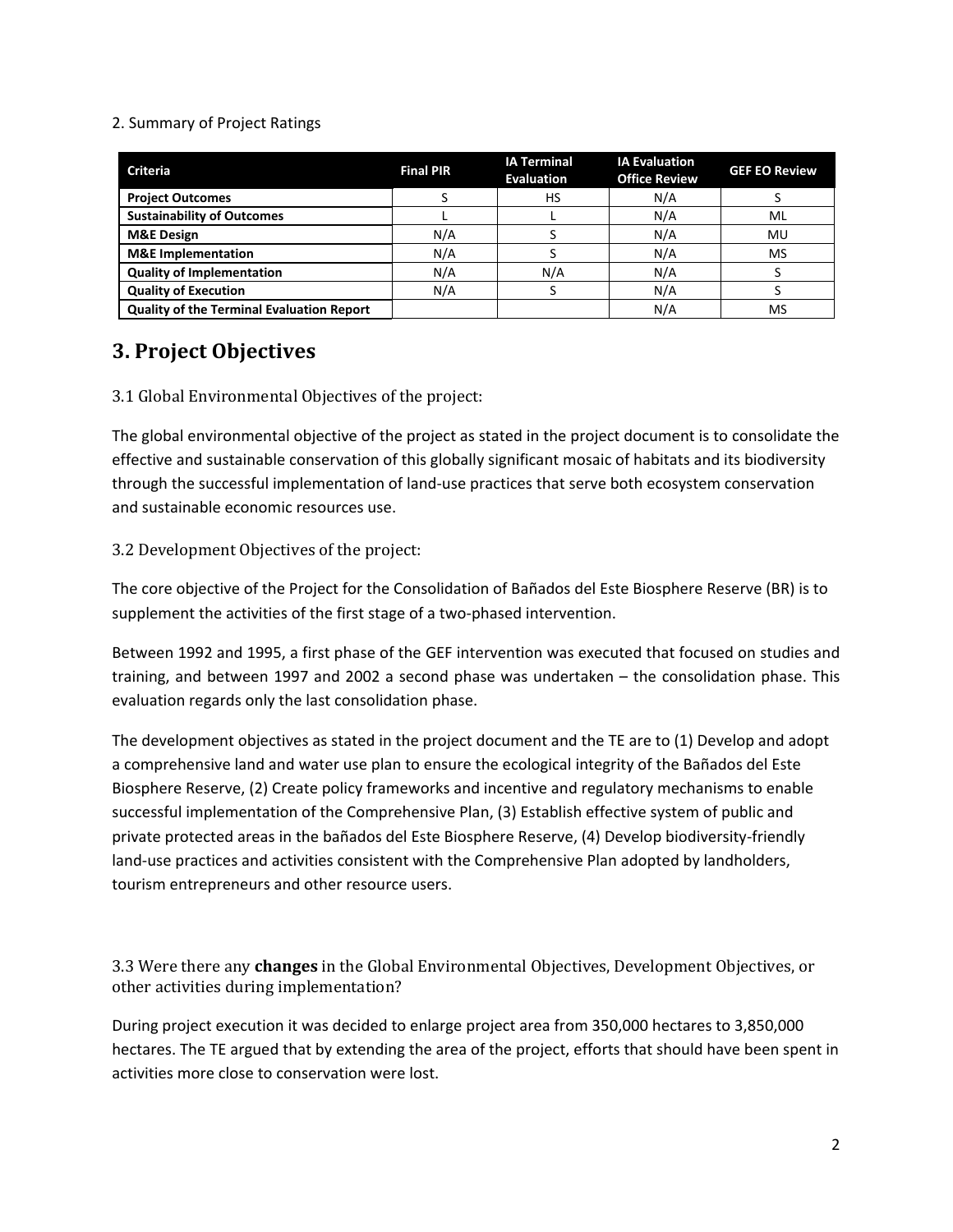2. Summary of Project Ratings

| Criteria | Final PIR | IA Terminal Evaluation | IA Evaluation Office Review | GEF EO Review |
|---|---|---|---|---|
| **Project Outcomes** | S | HS | N/A | S |
| **Sustainability of Outcomes** | L | L | N/A | ML |
| **M&E Design** | N/A | S | N/A | MU |
| **M&E Implementation** | N/A | S | N/A | MS |
| **Quality of Implementation** | N/A | N/A | N/A | S |
| **Quality of Execution** | N/A | S | N/A | S |
| **Quality of the Terminal Evaluation Report** | | | N/A | MS |

# 3. Project Objectives

3.1 Global Environmental Objectives of the project:

The global environmental objective of the project as stated in the project document is to consolidate the effective and sustainable conservation of this globally significant mosaic of habitats and its biodiversity through the successful implementation of land-use practices that serve both ecosystem conservation and sustainable economic resources use.

3.2 Development Objectives of the project:

The core objective of the Project for the Consolidation of Bañados del Este Biosphere Reserve (BR) is to supplement the activities of the first stage of a two-phased intervention.

Between 1992 and 1995, a first phase of the GEF intervention was executed that focused on studies and training, and between 1997 and 2002 a second phase was undertaken – the consolidation phase. This evaluation regards only the last consolidation phase.

The development objectives as stated in the project document and the TE are to (1) Develop and adopt a comprehensive land and water use plan to ensure the ecological integrity of the Bañados del Este Biosphere Reserve, (2) Create policy frameworks and incentive and regulatory mechanisms to enable successful implementation of the Comprehensive Plan, (3) Establish effective system of public and private protected areas in the bañados del Este Biosphere Reserve, (4) Develop biodiversity-friendly land-use practices and activities consistent with the Comprehensive Plan adopted by landholders, tourism entrepreneurs and other resource users.

3.3 Were there any **changes** in the Global Environmental Objectives, Development Objectives, or other activities during implementation?

During project execution it was decided to enlarge project area from 350,000 hectares to 3,850,000 hectares. The TE argued that by extending the area of the project, efforts that should have been spent in activities more close to conservation were lost.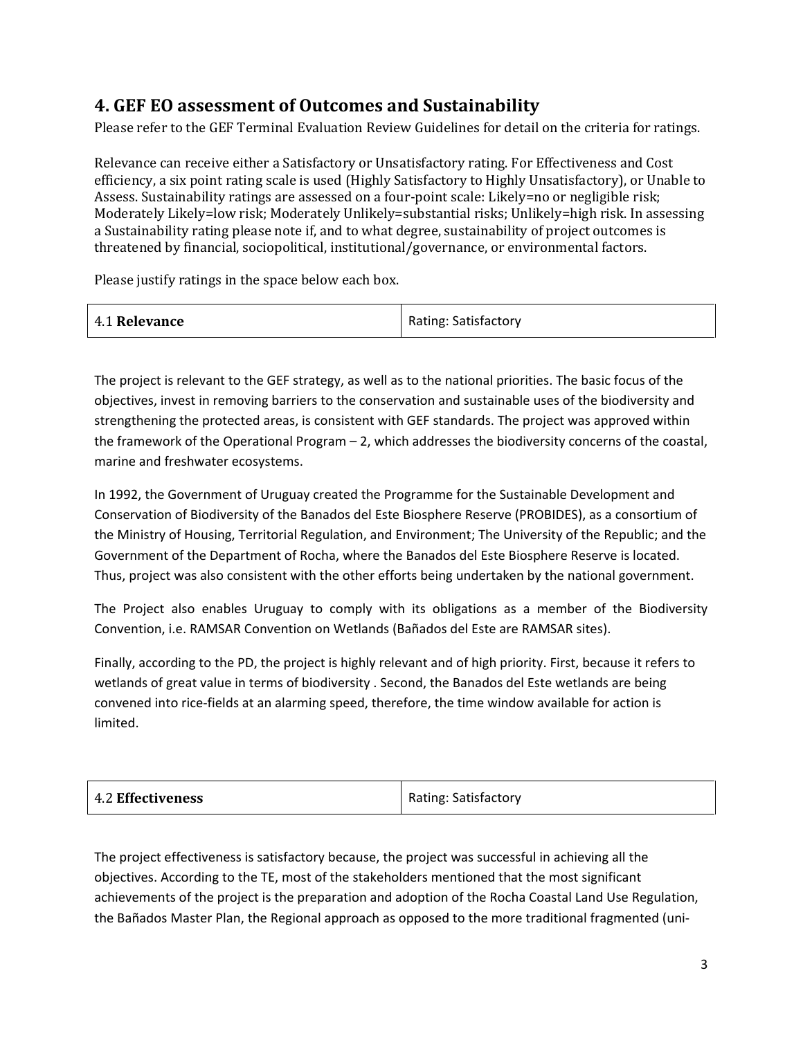## 4. GEF EO assessment of Outcomes and Sustainability

Please refer to the GEF Terminal Evaluation Review Guidelines for detail on the criteria for ratings.

Relevance can receive either a Satisfactory or Unsatisfactory rating. For Effectiveness and Cost efficiency, a six point rating scale is used (Highly Satisfactory to Highly Unsatisfactory), or Unable to Assess. Sustainability ratings are assessed on a four-point scale: Likely=no or negligible risk; Moderately Likely=low risk; Moderately Unlikely=substantial risks; Unlikely=high risk. In assessing a Sustainability rating please note if, and to what degree, sustainability of project outcomes is threatened by financial, sociopolitical, institutional/governance, or environmental factors.

Please justify ratings in the space below each box.

| 4.1 **Relevance** | Rating: Satisfactory |
| --- | --- |

The project is relevant to the GEF strategy, as well as to the national priorities. The basic focus of the objectives, invest in removing barriers to the conservation and sustainable uses of the biodiversity and strengthening the protected areas, is consistent with GEF standards. The project was approved within the framework of the Operational Program – 2, which addresses the biodiversity concerns of the coastal, marine and freshwater ecosystems.

In 1992, the Government of Uruguay created the Programme for the Sustainable Development and Conservation of Biodiversity of the Banados del Este Biosphere Reserve (PROBIDES), as a consortium of the Ministry of Housing, Territorial Regulation, and Environment; The University of the Republic; and the Government of the Department of Rocha, where the Banados del Este Biosphere Reserve is located. Thus, project was also consistent with the other efforts being undertaken by the national government.

The Project also enables Uruguay to comply with its obligations as a member of the Biodiversity Convention, i.e. RAMSAR Convention on Wetlands (Bañados del Este are RAMSAR sites).

Finally, according to the PD, the project is highly relevant and of high priority. First, because it refers to wetlands of great value in terms of biodiversity . Second, the Banados del Este wetlands are being convened into rice-fields at an alarming speed, therefore, the time window available for action is limited.

| 4.2 **Effectiveness** | Rating: Satisfactory |
| --- | --- |

The project effectiveness is satisfactory because, the project was successful in achieving all the objectives. According to the TE, most of the stakeholders mentioned that the most significant achievements of the project is the preparation and adoption of the Rocha Coastal Land Use Regulation, the Bañados Master Plan, the Regional approach as opposed to the more traditional fragmented (uni-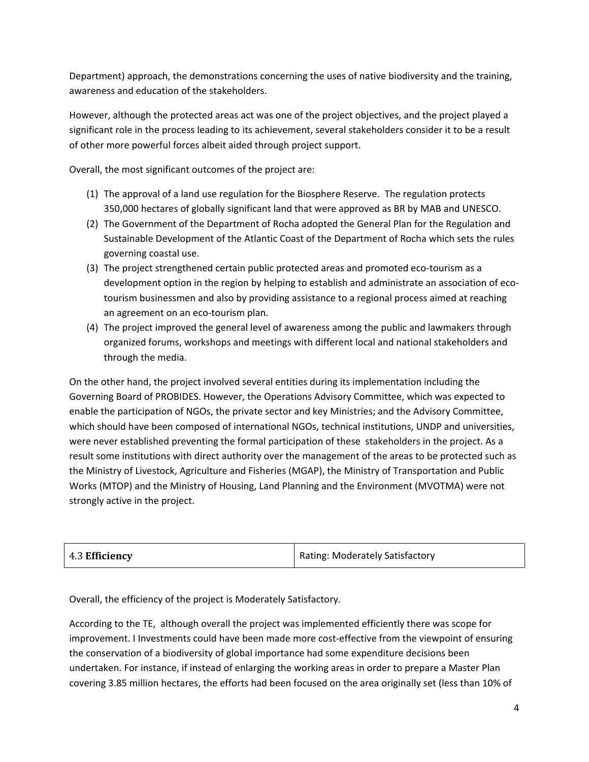Department) approach, the demonstrations concerning the uses of native biodiversity and the training, awareness and education of the stakeholders.

However, although the protected areas act was one of the project objectives, and the project played a significant role in the process leading to its achievement, several stakeholders consider it to be a result of other more powerful forces albeit aided through project support.

Overall, the most significant outcomes of the project are:

(1) The approval of a land use regulation for the Biosphere Reserve. The regulation protects 350,000 hectares of globally significant land that were approved as BR by MAB and UNESCO.
(2) The Government of the Department of Rocha adopted the General Plan for the Regulation and Sustainable Development of the Atlantic Coast of the Department of Rocha which sets the rules governing coastal use.
(3) The project strengthened certain public protected areas and promoted eco-tourism as a development option in the region by helping to establish and administrate an association of eco-tourism businessmen and also by providing assistance to a regional process aimed at reaching an agreement on an eco-tourism plan.
(4) The project improved the general level of awareness among the public and lawmakers through organized forums, workshops and meetings with different local and national stakeholders and through the media.

On the other hand, the project involved several entities during its implementation including the Governing Board of PROBIDES. However, the Operations Advisory Committee, which was expected to enable the participation of NGOs, the private sector and key Ministries; and the Advisory Committee, which should have been composed of international NGOs, technical institutions, UNDP and universities, were never established preventing the formal participation of these stakeholders in the project. As a result some institutions with direct authority over the management of the areas to be protected such as the Ministry of Livestock, Agriculture and Fisheries (MGAP), the Ministry of Transportation and Public Works (MTOP) and the Ministry of Housing, Land Planning and the Environment (MVOTMA) were not strongly active in the project.

| 4.3 **Efficiency** | Rating: Moderately Satisfactory |
|---|---|

Overall, the efficiency of the project is Moderately Satisfactory.

According to the TE, although overall the project was implemented efficiently there was scope for improvement. I Investments could have been made more cost-effective from the viewpoint of ensuring the conservation of a biodiversity of global importance had some expenditure decisions been undertaken. For instance, if instead of enlarging the working areas in order to prepare a Master Plan covering 3.85 million hectares, the efforts had been focused on the area originally set (less than 10% of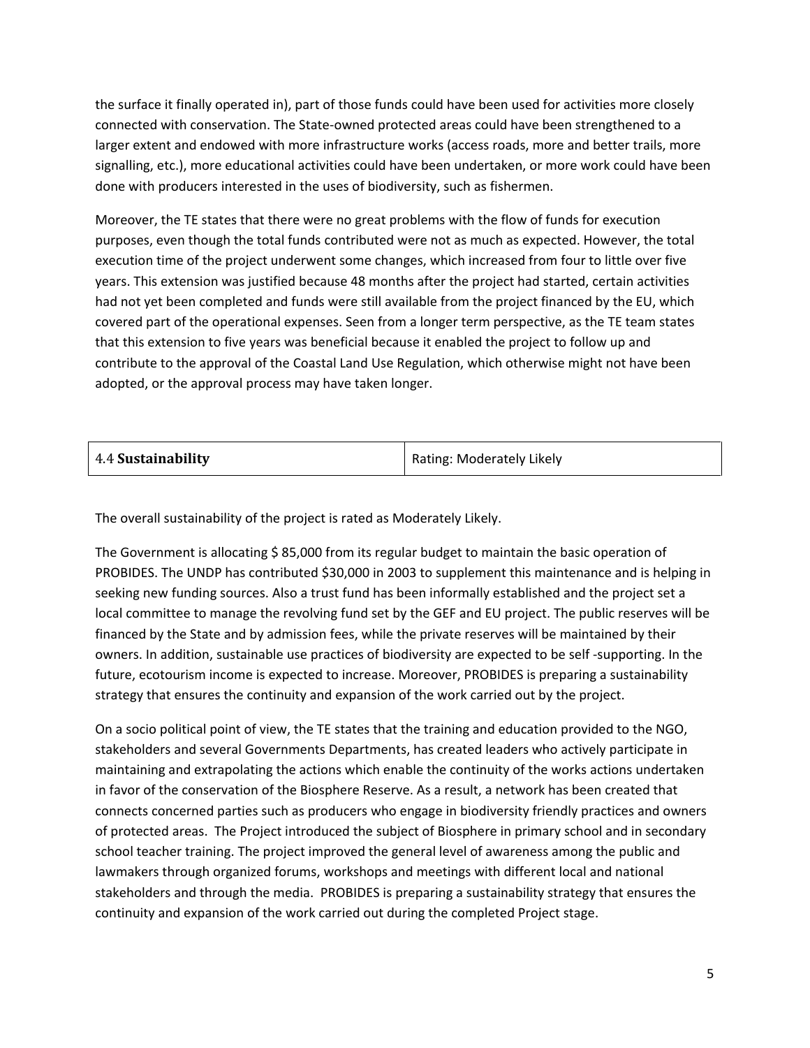the surface it finally operated in), part of those funds could have been used for activities more closely connected with conservation. The State-owned protected areas could have been strengthened to a larger extent and endowed with more infrastructure works (access roads, more and better trails, more signalling, etc.), more educational activities could have been undertaken, or more work could have been done with producers interested in the uses of biodiversity, such as fishermen.

Moreover, the TE states that there were no great problems with the flow of funds for execution purposes, even though the total funds contributed were not as much as expected. However, the total execution time of the project underwent some changes, which increased from four to little over five years. This extension was justified because 48 months after the project had started, certain activities had not yet been completed and funds were still available from the project financed by the EU, which covered part of the operational expenses. Seen from a longer term perspective, as the TE team states that this extension to five years was beneficial because it enabled the project to follow up and contribute to the approval of the Coastal Land Use Regulation, which otherwise might not have been adopted, or the approval process may have taken longer.

| 4.4 **Sustainability** | Rating: Moderately Likely |
|---|---|

The overall sustainability of the project is rated as Moderately Likely.

The Government is allocating $ 85,000 from its regular budget to maintain the basic operation of PROBIDES. The UNDP has contributed $30,000 in 2003 to supplement this maintenance and is helping in seeking new funding sources. Also a trust fund has been informally established and the project set a local committee to manage the revolving fund set by the GEF and EU project. The public reserves will be financed by the State and by admission fees, while the private reserves will be maintained by their owners. In addition, sustainable use practices of biodiversity are expected to be self -supporting. In the future, ecotourism income is expected to increase. Moreover, PROBIDES is preparing a sustainability strategy that ensures the continuity and expansion of the work carried out by the project.

On a socio political point of view, the TE states that the training and education provided to the NGO, stakeholders and several Governments Departments, has created leaders who actively participate in maintaining and extrapolating the actions which enable the continuity of the works actions undertaken in favor of the conservation of the Biosphere Reserve. As a result, a network has been created that connects concerned parties such as producers who engage in biodiversity friendly practices and owners of protected areas. The Project introduced the subject of Biosphere in primary school and in secondary school teacher training. The project improved the general level of awareness among the public and lawmakers through organized forums, workshops and meetings with different local and national stakeholders and through the media. PROBIDES is preparing a sustainability strategy that ensures the continuity and expansion of the work carried out during the completed Project stage.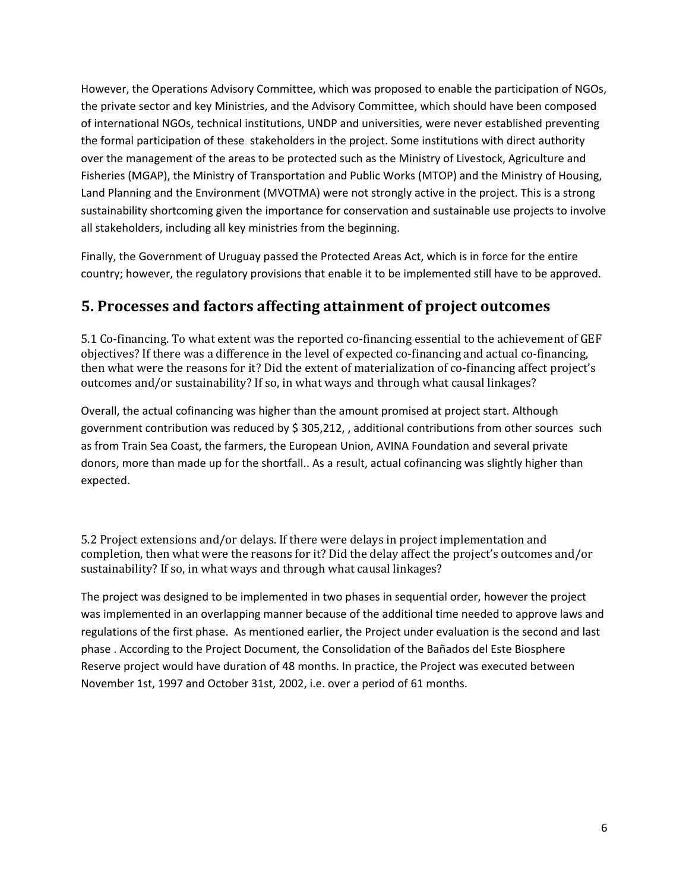However, the Operations Advisory Committee, which was proposed to enable the participation of NGOs, the private sector and key Ministries, and the Advisory Committee, which should have been composed of international NGOs, technical institutions, UNDP and universities, were never established preventing the formal participation of these stakeholders in the project. Some institutions with direct authority over the management of the areas to be protected such as the Ministry of Livestock, Agriculture and Fisheries (MGAP), the Ministry of Transportation and Public Works (MTOP) and the Ministry of Housing, Land Planning and the Environment (MVOTMA) were not strongly active in the project. This is a strong sustainability shortcoming given the importance for conservation and sustainable use projects to involve all stakeholders, including all key ministries from the beginning.

Finally, the Government of Uruguay passed the Protected Areas Act, which is in force for the entire country; however, the regulatory provisions that enable it to be implemented still have to be approved.

## 5. Processes and factors affecting attainment of project outcomes

5.1 Co-financing. To what extent was the reported co-financing essential to the achievement of GEF objectives? If there was a difference in the level of expected co-financing and actual co-financing, then what were the reasons for it? Did the extent of materialization of co-financing affect project's outcomes and/or sustainability? If so, in what ways and through what causal linkages?

Overall, the actual cofinancing was higher than the amount promised at project start. Although government contribution was reduced by $ 305,212, , additional contributions from other sources such as from Train Sea Coast, the farmers, the European Union, AVINA Foundation and several private donors, more than made up for the shortfall.. As a result, actual cofinancing was slightly higher than expected.

5.2 Project extensions and/or delays. If there were delays in project implementation and completion, then what were the reasons for it? Did the delay affect the project's outcomes and/or sustainability? If so, in what ways and through what causal linkages?

The project was designed to be implemented in two phases in sequential order, however the project was implemented in an overlapping manner because of the additional time needed to approve laws and regulations of the first phase. As mentioned earlier, the Project under evaluation is the second and last phase . According to the Project Document, the Consolidation of the Bañados del Este Biosphere Reserve project would have duration of 48 months. In practice, the Project was executed between November 1st, 1997 and October 31st, 2002, i.e. over a period of 61 months.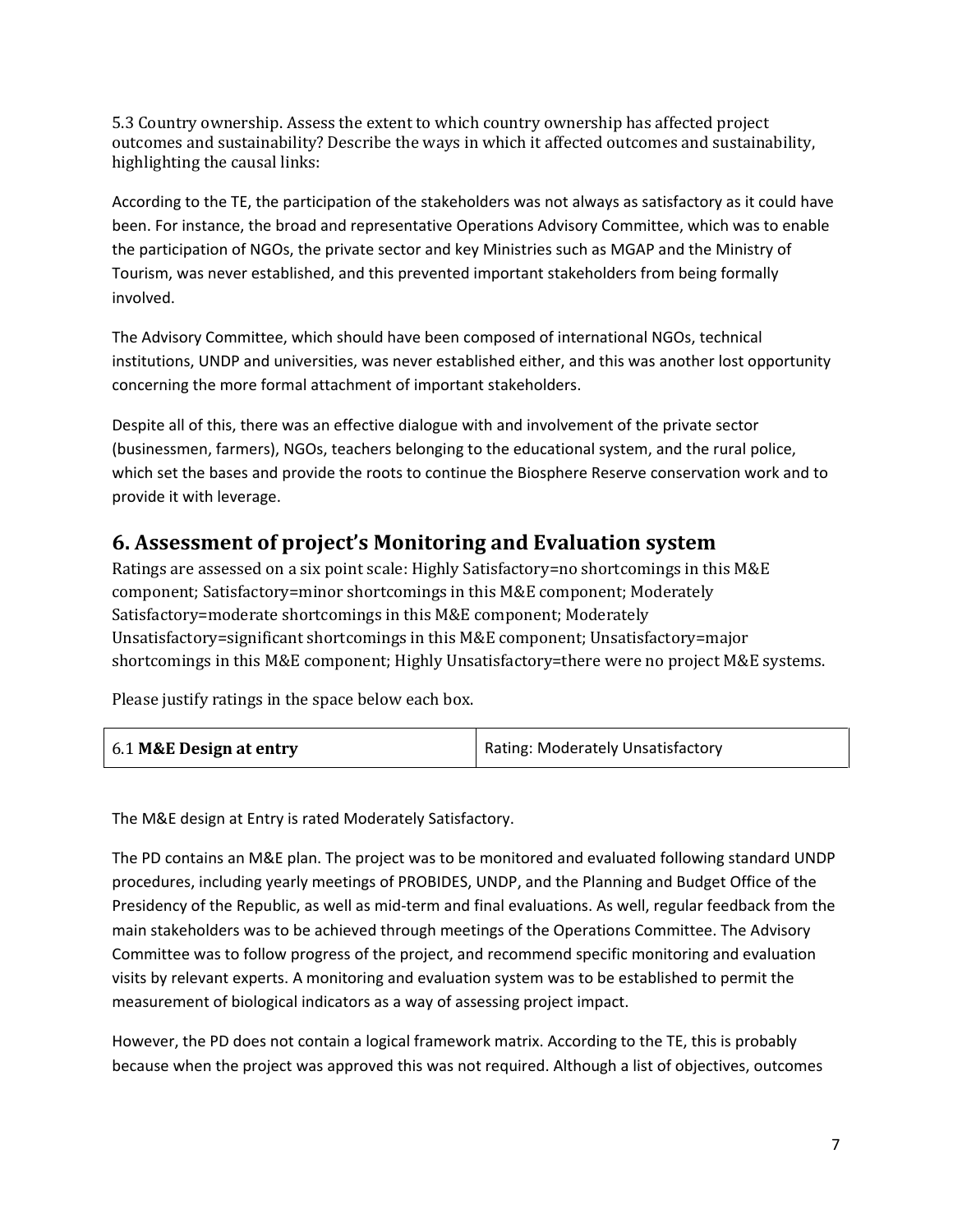5.3 Country ownership. Assess the extent to which country ownership has affected project outcomes and sustainability? Describe the ways in which it affected outcomes and sustainability, highlighting the causal links:

According to the TE, the participation of the stakeholders was not always as satisfactory as it could have been. For instance, the broad and representative Operations Advisory Committee, which was to enable the participation of NGOs, the private sector and key Ministries such as MGAP and the Ministry of Tourism, was never established, and this prevented important stakeholders from being formally involved.

The Advisory Committee, which should have been composed of international NGOs, technical institutions, UNDP and universities, was never established either, and this was another lost opportunity concerning the more formal attachment of important stakeholders.

Despite all of this, there was an effective dialogue with and involvement of the private sector (businessmen, farmers), NGOs, teachers belonging to the educational system, and the rural police, which set the bases and provide the roots to continue the Biosphere Reserve conservation work and to provide it with leverage.

## 6. Assessment of project's Monitoring and Evaluation system

Ratings are assessed on a six point scale: Highly Satisfactory=no shortcomings in this M&E component; Satisfactory=minor shortcomings in this M&E component; Moderately Satisfactory=moderate shortcomings in this M&E component; Moderately Unsatisfactory=significant shortcomings in this M&E component; Unsatisfactory=major shortcomings in this M&E component; Highly Unsatisfactory=there were no project M&E systems.

Please justify ratings in the space below each box.

| 6.1 **M&E Design at entry** | Rating: Moderately Unsatisfactory |
|---|---|

The M&E design at Entry is rated Moderately Satisfactory.

The PD contains an M&E plan. The project was to be monitored and evaluated following standard UNDP procedures, including yearly meetings of PROBIDES, UNDP, and the Planning and Budget Office of the Presidency of the Republic, as well as mid-term and final evaluations. As well, regular feedback from the main stakeholders was to be achieved through meetings of the Operations Committee. The Advisory Committee was to follow progress of the project, and recommend specific monitoring and evaluation visits by relevant experts. A monitoring and evaluation system was to be established to permit the measurement of biological indicators as a way of assessing project impact.

However, the PD does not contain a logical framework matrix. According to the TE, this is probably because when the project was approved this was not required. Although a list of objectives, outcomes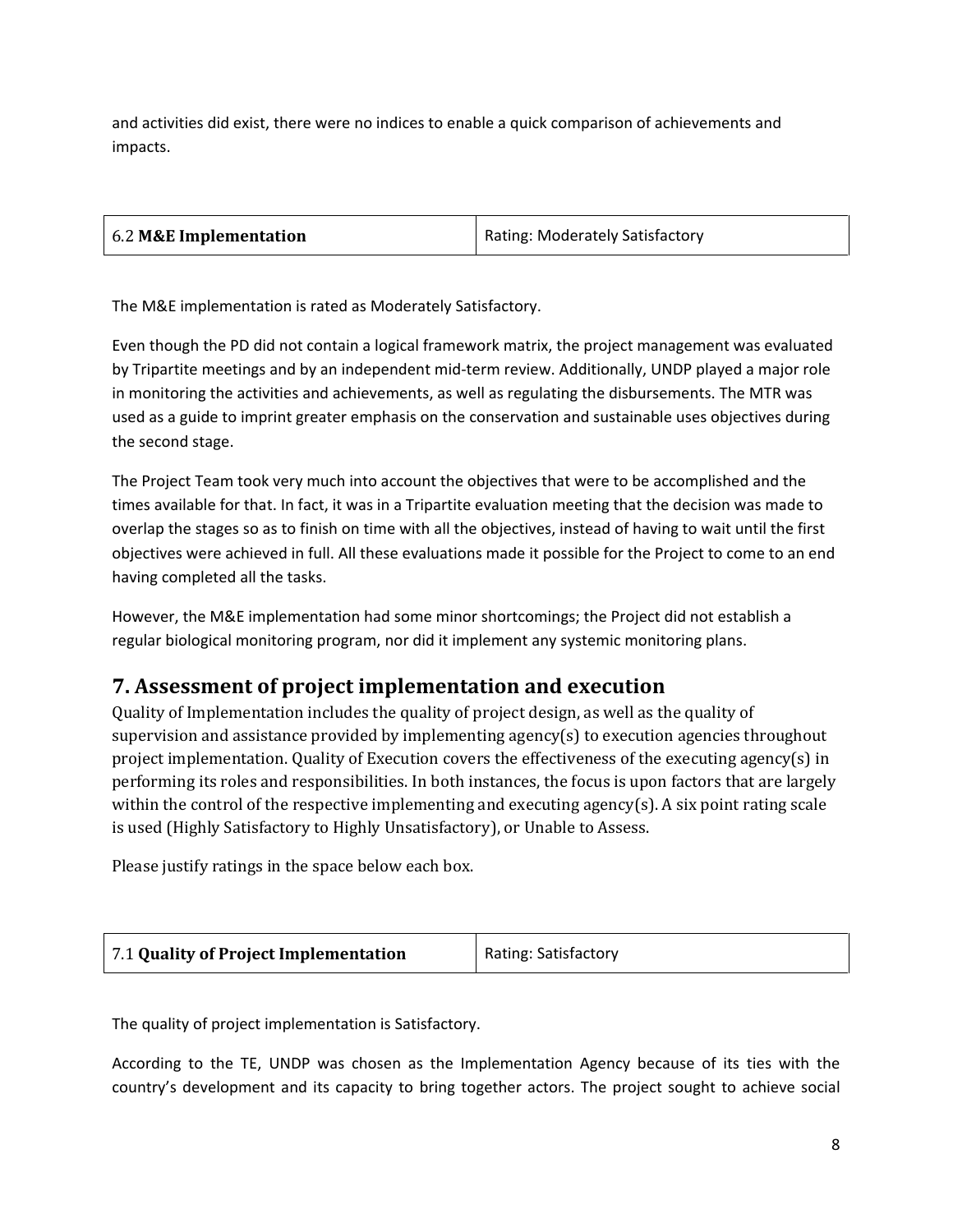and activities did exist, there were no indices to enable a quick comparison of achievements and impacts.

| 6.2 **M&E Implementation** | Rating: Moderately Satisfactory |
|---|---|

The M&E implementation is rated as Moderately Satisfactory.

Even though the PD did not contain a logical framework matrix, the project management was evaluated by Tripartite meetings and by an independent mid-term review. Additionally, UNDP played a major role in monitoring the activities and achievements, as well as regulating the disbursements. The MTR was used as a guide to imprint greater emphasis on the conservation and sustainable uses objectives during the second stage.

The Project Team took very much into account the objectives that were to be accomplished and the times available for that. In fact, it was in a Tripartite evaluation meeting that the decision was made to overlap the stages so as to finish on time with all the objectives, instead of having to wait until the first objectives were achieved in full. All these evaluations made it possible for the Project to come to an end having completed all the tasks.

However, the M&E implementation had some minor shortcomings; the Project did not establish a regular biological monitoring program, nor did it implement any systemic monitoring plans.

## 7. Assessment of project implementation and execution

Quality of Implementation includes the quality of project design, as well as the quality of supervision and assistance provided by implementing agency(s) to execution agencies throughout project implementation. Quality of Execution covers the effectiveness of the executing agency(s) in performing its roles and responsibilities. In both instances, the focus is upon factors that are largely within the control of the respective implementing and executing agency(s). A six point rating scale is used (Highly Satisfactory to Highly Unsatisfactory), or Unable to Assess.

Please justify ratings in the space below each box.

| 7.1 **Quality of Project Implementation** | Rating: Satisfactory |
|---|---|

The quality of project implementation is Satisfactory.

According to the TE, UNDP was chosen as the Implementation Agency because of its ties with the country's development and its capacity to bring together actors. The project sought to achieve social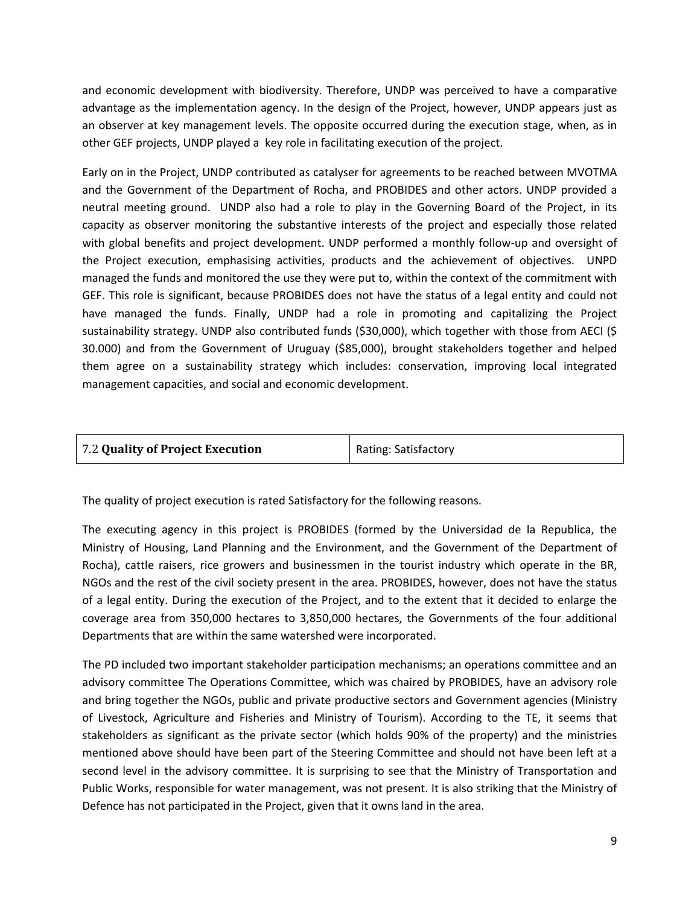and economic development with biodiversity. Therefore, UNDP was perceived to have a comparative advantage as the implementation agency. In the design of the Project, however, UNDP appears just as an observer at key management levels. The opposite occurred during the execution stage, when, as in other GEF projects, UNDP played a key role in facilitating execution of the project.

Early on in the Project, UNDP contributed as catalyser for agreements to be reached between MVOTMA and the Government of the Department of Rocha, and PROBIDES and other actors. UNDP provided a neutral meeting ground. UNDP also had a role to play in the Governing Board of the Project, in its capacity as observer monitoring the substantive interests of the project and especially those related with global benefits and project development. UNDP performed a monthly follow-up and oversight of the Project execution, emphasising activities, products and the achievement of objectives. UNPD managed the funds and monitored the use they were put to, within the context of the commitment with GEF. This role is significant, because PROBIDES does not have the status of a legal entity and could not have managed the funds. Finally, UNDP had a role in promoting and capitalizing the Project sustainability strategy. UNDP also contributed funds ($30,000), which together with those from AECI ($ 30.000) and from the Government of Uruguay ($85,000), brought stakeholders together and helped them agree on a sustainability strategy which includes: conservation, improving local integrated management capacities, and social and economic development.

| 7.2 **Quality of Project Execution** | Rating: Satisfactory |
|---|---|

The quality of project execution is rated Satisfactory for the following reasons.

The executing agency in this project is PROBIDES (formed by the Universidad de la Republica, the Ministry of Housing, Land Planning and the Environment, and the Government of the Department of Rocha), cattle raisers, rice growers and businessmen in the tourist industry which operate in the BR, NGOs and the rest of the civil society present in the area. PROBIDES, however, does not have the status of a legal entity. During the execution of the Project, and to the extent that it decided to enlarge the coverage area from 350,000 hectares to 3,850,000 hectares, the Governments of the four additional Departments that are within the same watershed were incorporated.

The PD included two important stakeholder participation mechanisms; an operations committee and an advisory committee The Operations Committee, which was chaired by PROBIDES, have an advisory role and bring together the NGOs, public and private productive sectors and Government agencies (Ministry of Livestock, Agriculture and Fisheries and Ministry of Tourism). According to the TE, it seems that stakeholders as significant as the private sector (which holds 90% of the property) and the ministries mentioned above should have been part of the Steering Committee and should not have been left at a second level in the advisory committee. It is surprising to see that the Ministry of Transportation and Public Works, responsible for water management, was not present. It is also striking that the Ministry of Defence has not participated in the Project, given that it owns land in the area.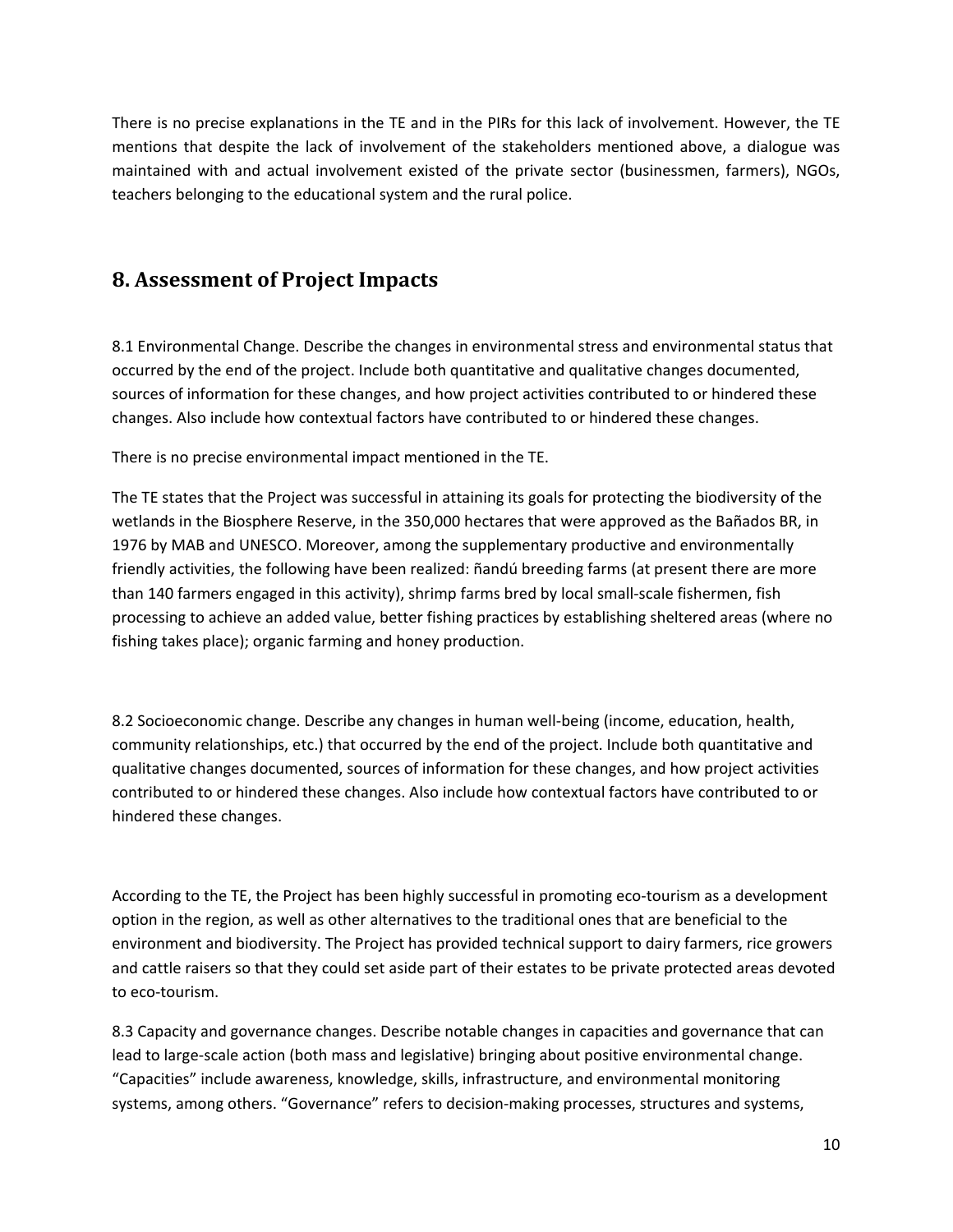There is no precise explanations in the TE and in the PIRs for this lack of involvement. However, the TE mentions that despite the lack of involvement of the stakeholders mentioned above, a dialogue was maintained with and actual involvement existed of the private sector (businessmen, farmers), NGOs, teachers belonging to the educational system and the rural police.

## 8. Assessment of Project Impacts

8.1 Environmental Change. Describe the changes in environmental stress and environmental status that occurred by the end of the project. Include both quantitative and qualitative changes documented, sources of information for these changes, and how project activities contributed to or hindered these changes. Also include how contextual factors have contributed to or hindered these changes.

There is no precise environmental impact mentioned in the TE.

The TE states that the Project was successful in attaining its goals for protecting the biodiversity of the wetlands in the Biosphere Reserve, in the 350,000 hectares that were approved as the Bañados BR, in 1976 by MAB and UNESCO. Moreover, among the supplementary productive and environmentally friendly activities, the following have been realized: ñandú breeding farms (at present there are more than 140 farmers engaged in this activity), shrimp farms bred by local small-scale fishermen, fish processing to achieve an added value, better fishing practices by establishing sheltered areas (where no fishing takes place); organic farming and honey production.

8.2 Socioeconomic change. Describe any changes in human well-being (income, education, health, community relationships, etc.) that occurred by the end of the project. Include both quantitative and qualitative changes documented, sources of information for these changes, and how project activities contributed to or hindered these changes. Also include how contextual factors have contributed to or hindered these changes.

According to the TE, the Project has been highly successful in promoting eco-tourism as a development option in the region, as well as other alternatives to the traditional ones that are beneficial to the environment and biodiversity. The Project has provided technical support to dairy farmers, rice growers and cattle raisers so that they could set aside part of their estates to be private protected areas devoted to eco-tourism.

8.3 Capacity and governance changes. Describe notable changes in capacities and governance that can lead to large-scale action (both mass and legislative) bringing about positive environmental change. "Capacities" include awareness, knowledge, skills, infrastructure, and environmental monitoring systems, among others. "Governance" refers to decision-making processes, structures and systems,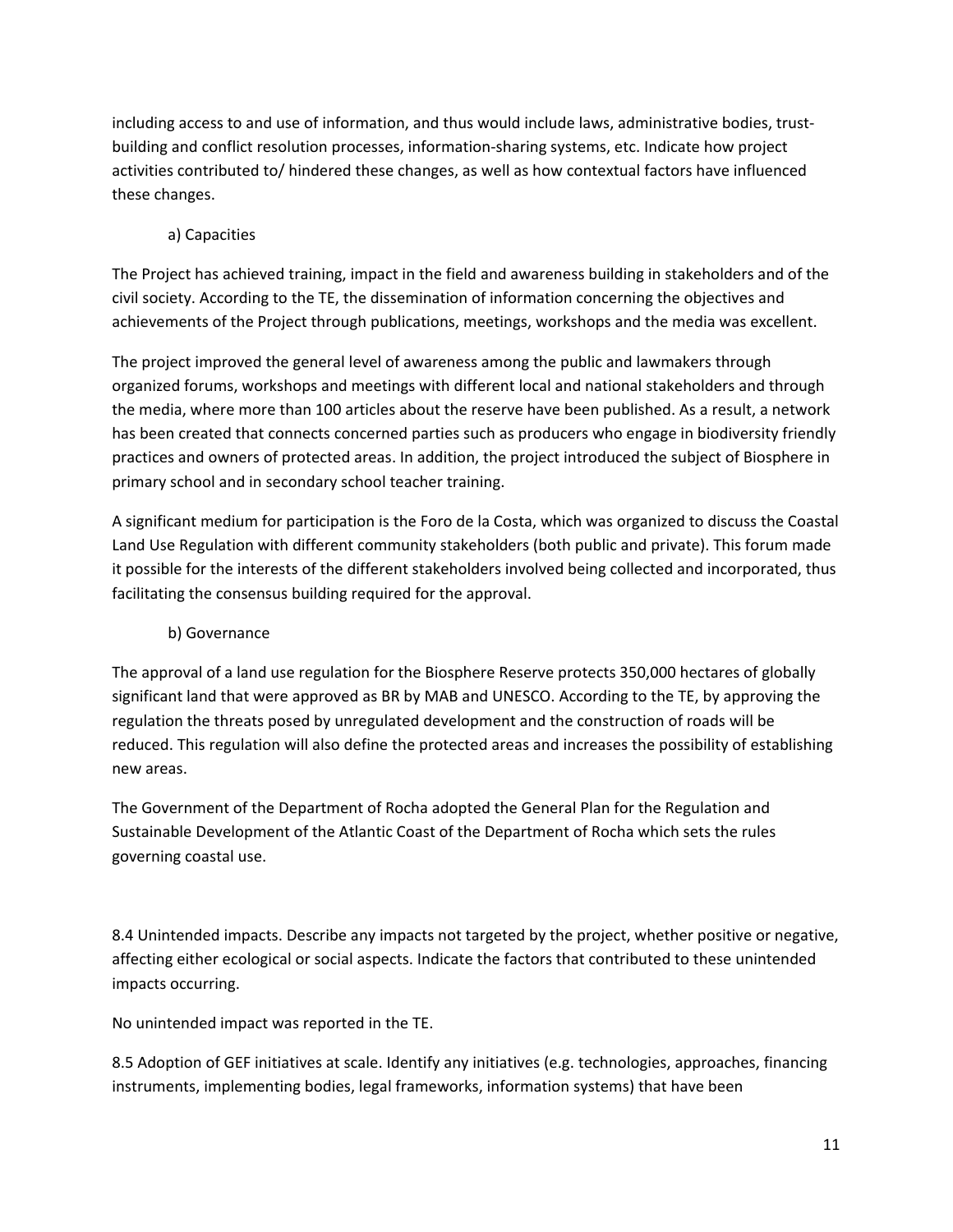including access to and use of information, and thus would include laws, administrative bodies, trust-building and conflict resolution processes, information-sharing systems, etc. Indicate how project activities contributed to/ hindered these changes, as well as how contextual factors have influenced these changes.

a) Capacities

The Project has achieved training, impact in the field and awareness building in stakeholders and of the civil society. According to the TE, the dissemination of information concerning the objectives and achievements of the Project through publications, meetings, workshops and the media was excellent.

The project improved the general level of awareness among the public and lawmakers through organized forums, workshops and meetings with different local and national stakeholders and through the media, where more than 100 articles about the reserve have been published. As a result, a network has been created that connects concerned parties such as producers who engage in biodiversity friendly practices and owners of protected areas. In addition, the project introduced the subject of Biosphere in primary school and in secondary school teacher training.

A significant medium for participation is the Foro de la Costa, which was organized to discuss the Coastal Land Use Regulation with different community stakeholders (both public and private). This forum made it possible for the interests of the different stakeholders involved being collected and incorporated, thus facilitating the consensus building required for the approval.

b) Governance

The approval of a land use regulation for the Biosphere Reserve protects 350,000 hectares of globally significant land that were approved as BR by MAB and UNESCO. According to the TE, by approving the regulation the threats posed by unregulated development and the construction of roads will be reduced. This regulation will also define the protected areas and increases the possibility of establishing new areas.

The Government of the Department of Rocha adopted the General Plan for the Regulation and Sustainable Development of the Atlantic Coast of the Department of Rocha which sets the rules governing coastal use.

8.4 Unintended impacts. Describe any impacts not targeted by the project, whether positive or negative, affecting either ecological or social aspects. Indicate the factors that contributed to these unintended impacts occurring.

No unintended impact was reported in the TE.

8.5 Adoption of GEF initiatives at scale. Identify any initiatives (e.g. technologies, approaches, financing instruments, implementing bodies, legal frameworks, information systems) that have been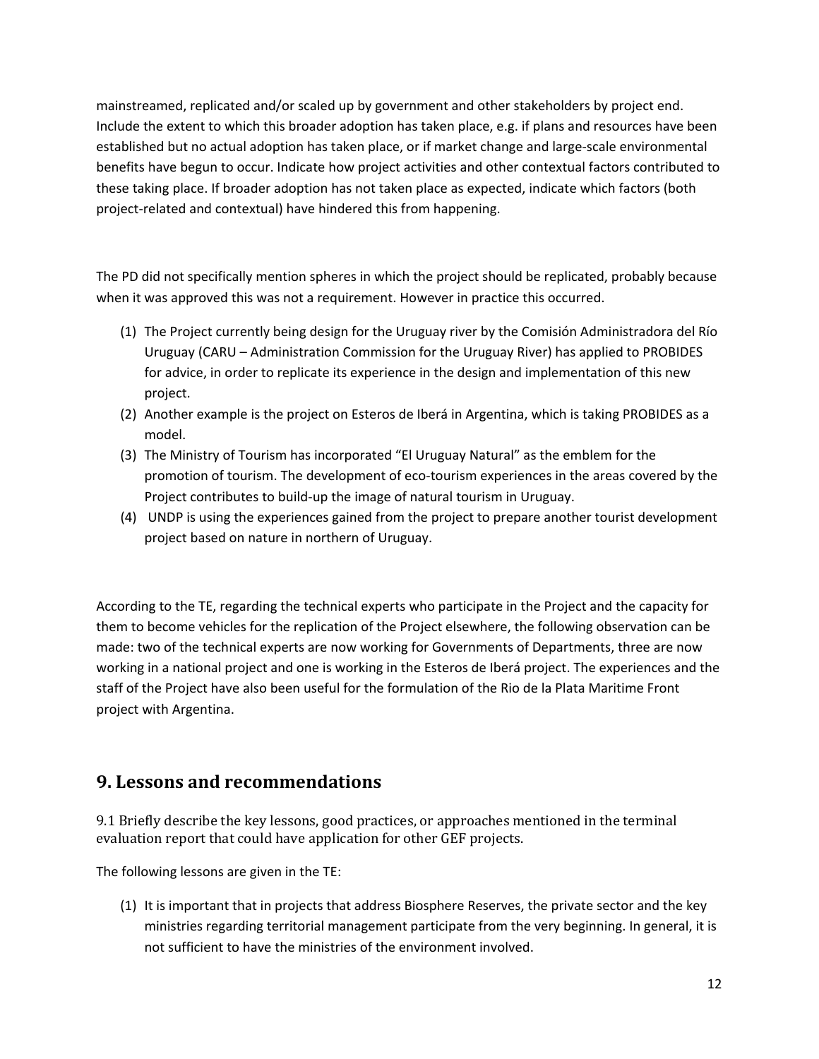mainstreamed, replicated and/or scaled up by government and other stakeholders by project end. Include the extent to which this broader adoption has taken place, e.g. if plans and resources have been established but no actual adoption has taken place, or if market change and large-scale environmental benefits have begun to occur. Indicate how project activities and other contextual factors contributed to these taking place. If broader adoption has not taken place as expected, indicate which factors (both project-related and contextual) have hindered this from happening.

The PD did not specifically mention spheres in which the project should be replicated, probably because when it was approved this was not a requirement. However in practice this occurred.

(1) The Project currently being design for the Uruguay river by the Comisión Administradora del Río Uruguay (CARU – Administration Commission for the Uruguay River) has applied to PROBIDES for advice, in order to replicate its experience in the design and implementation of this new project.
(2) Another example is the project on Esteros de Iberá in Argentina, which is taking PROBIDES as a model.
(3) The Ministry of Tourism has incorporated "El Uruguay Natural" as the emblem for the promotion of tourism. The development of eco-tourism experiences in the areas covered by the Project contributes to build-up the image of natural tourism in Uruguay.
(4) UNDP is using the experiences gained from the project to prepare another tourist development project based on nature in northern of Uruguay.

According to the TE, regarding the technical experts who participate in the Project and the capacity for them to become vehicles for the replication of the Project elsewhere, the following observation can be made: two of the technical experts are now working for Governments of Departments, three are now working in a national project and one is working in the Esteros de Iberá project. The experiences and the staff of the Project have also been useful for the formulation of the Rio de la Plata Maritime Front project with Argentina.

## 9. Lessons and recommendations

9.1 Briefly describe the key lessons, good practices, or approaches mentioned in the terminal evaluation report that could have application for other GEF projects.

The following lessons are given in the TE:

(1) It is important that in projects that address Biosphere Reserves, the private sector and the key ministries regarding territorial management participate from the very beginning. In general, it is not sufficient to have the ministries of the environment involved.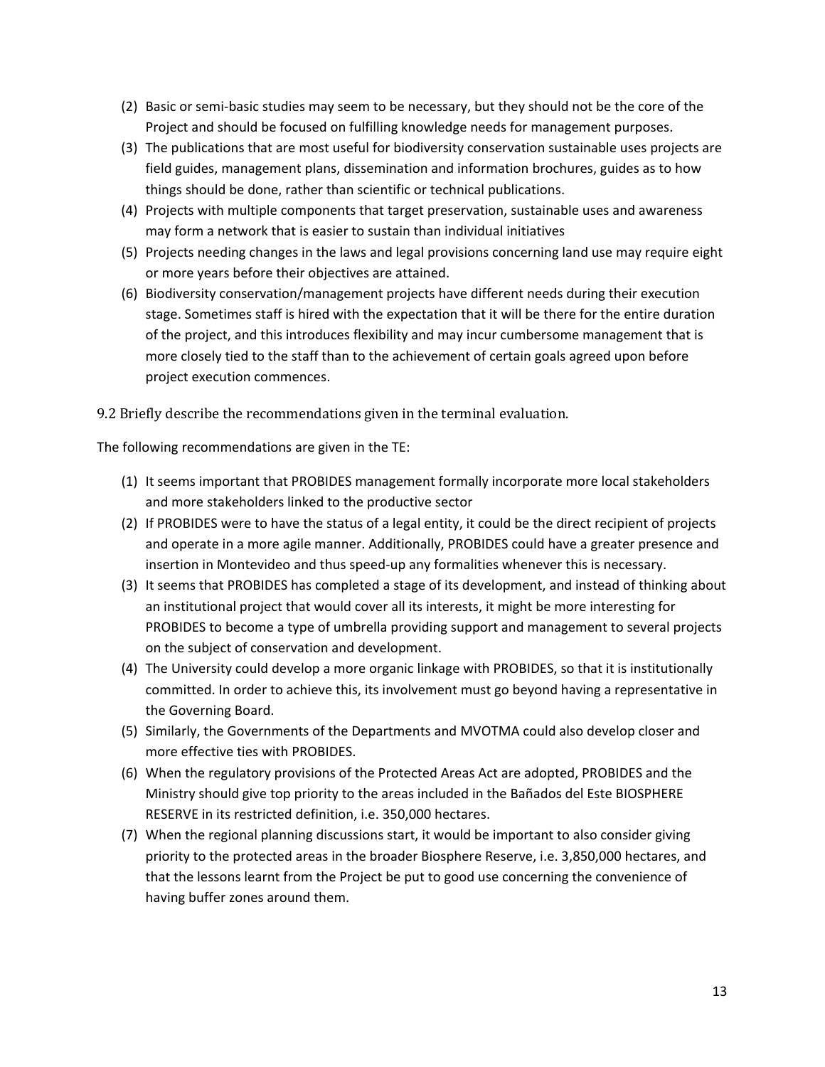(2) Basic or semi-basic studies may seem to be necessary, but they should not be the core of the Project and should be focused on fulfilling knowledge needs for management purposes.

(3) The publications that are most useful for biodiversity conservation sustainable uses projects are field guides, management plans, dissemination and information brochures, guides as to how things should be done, rather than scientific or technical publications.

(4) Projects with multiple components that target preservation, sustainable uses and awareness may form a network that is easier to sustain than individual initiatives

(5) Projects needing changes in the laws and legal provisions concerning land use may require eight or more years before their objectives are attained.

(6) Biodiversity conservation/management projects have different needs during their execution stage. Sometimes staff is hired with the expectation that it will be there for the entire duration of the project, and this introduces flexibility and may incur cumbersome management that is more closely tied to the staff than to the achievement of certain goals agreed upon before project execution commences.

9.2 Briefly describe the recommendations given in the terminal evaluation.

The following recommendations are given in the TE:

(1) It seems important that PROBIDES management formally incorporate more local stakeholders and more stakeholders linked to the productive sector

(2) If PROBIDES were to have the status of a legal entity, it could be the direct recipient of projects and operate in a more agile manner. Additionally, PROBIDES could have a greater presence and insertion in Montevideo and thus speed-up any formalities whenever this is necessary.

(3) It seems that PROBIDES has completed a stage of its development, and instead of thinking about an institutional project that would cover all its interests, it might be more interesting for PROBIDES to become a type of umbrella providing support and management to several projects on the subject of conservation and development.

(4) The University could develop a more organic linkage with PROBIDES, so that it is institutionally committed. In order to achieve this, its involvement must go beyond having a representative in the Governing Board.

(5) Similarly, the Governments of the Departments and MVOTMA could also develop closer and more effective ties with PROBIDES.

(6) When the regulatory provisions of the Protected Areas Act are adopted, PROBIDES and the Ministry should give top priority to the areas included in the Bañados del Este BIOSPHERE RESERVE in its restricted definition, i.e. 350,000 hectares.

(7) When the regional planning discussions start, it would be important to also consider giving priority to the protected areas in the broader Biosphere Reserve, i.e. 3,850,000 hectares, and that the lessons learnt from the Project be put to good use concerning the convenience of having buffer zones around them.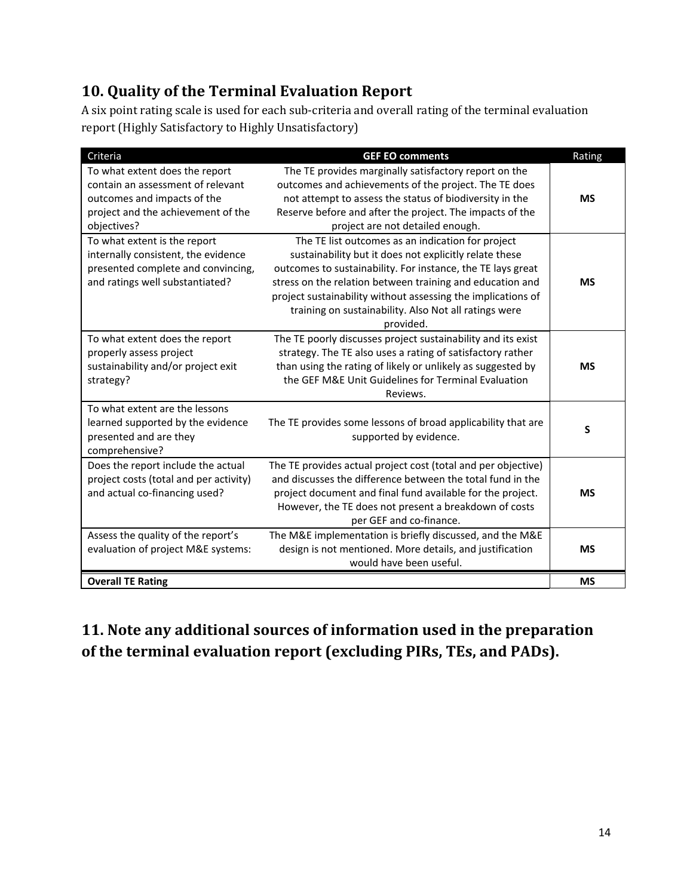## 10. Quality of the Terminal Evaluation Report

A six point rating scale is used for each sub-criteria and overall rating of the terminal evaluation report (Highly Satisfactory to Highly Unsatisfactory)

| Criteria | GEF EO comments | Rating |
|---|---|---|
| To what extent does the report contain an assessment of relevant outcomes and impacts of the project and the achievement of the objectives? | The TE provides marginally satisfactory report on the outcomes and achievements of the project. The TE does not attempt to assess the status of biodiversity in the Reserve before and after the project. The impacts of the project are not detailed enough. | **MS** |
| To what extent is the report internally consistent, the evidence presented complete and convincing, and ratings well substantiated? | The TE list outcomes as an indication for project sustainability but it does not explicitly relate these outcomes to sustainability. For instance, the TE lays great stress on the relation between training and education and project sustainability without assessing the implications of training on sustainability. Also Not all ratings were provided. | **MS** |
| To what extent does the report properly assess project sustainability and/or project exit strategy? | The TE poorly discusses project sustainability and its exist strategy. The TE also uses a rating of satisfactory rather than using the rating of likely or unlikely as suggested by the GEF M&E Unit Guidelines for Terminal Evaluation Reviews. | **MS** |
| To what extent are the lessons learned supported by the evidence presented and are they comprehensive? | The TE provides some lessons of broad applicability that are supported by evidence. | **S** |
| Does the report include the actual project costs (total and per activity) and actual co-financing used? | The TE provides actual project cost (total and per objective) and discusses the difference between the total fund in the project document and final fund available for the project. However, the TE does not present a breakdown of costs per GEF and co-finance. | **MS** |
| Assess the quality of the report's evaluation of project M&E systems: | The M&E implementation is briefly discussed, and the M&E design is not mentioned. More details, and justification would have been useful. | **MS** |
| **Overall TE Rating** | | **MS** |

## 11. Note any additional sources of information used in the preparation of the terminal evaluation report (excluding PIRs, TEs, and PADs).